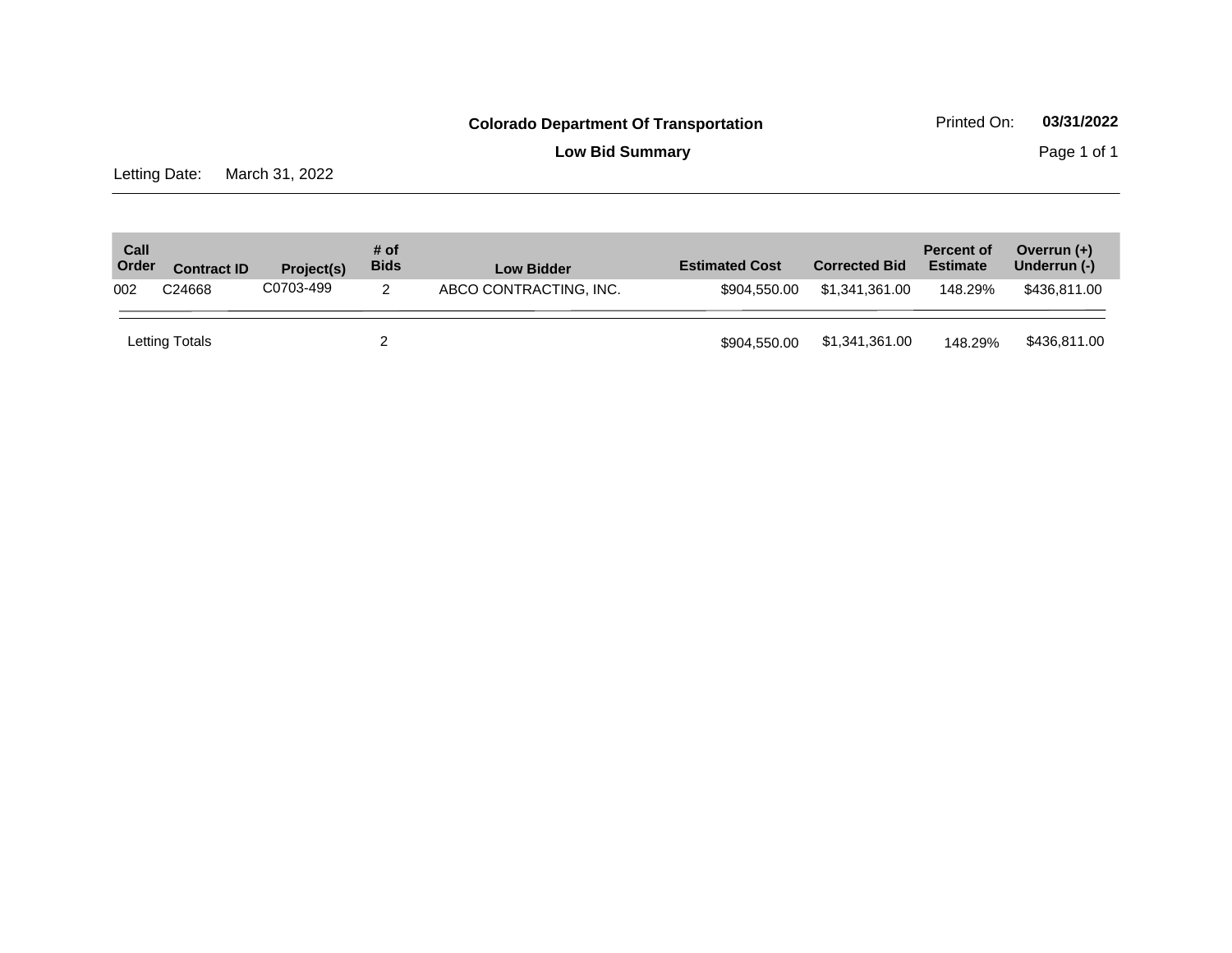**Colorado Department Of Transportation**

Printed On: **03/31/2022**

**Low Bid Summary**

Letting Date: March 31, 2022

| Call Order | Contract ID | Project(s) | # of Bids | Low Bidder | Estimated Cost | Corrected Bid | Percent of Estimate | Overrun (+) Underrun (-) |
|---|---|---|---|---|---|---|---|---|
| 002 | C24668 | C0703-499 | 2 | ABCO CONTRACTING, INC. | $904,550.00 | $1,341,361.00 | 148.29% | $436,811.00 |
| Letting Totals | | | 2 | | $904,550.00 | $1,341,361.00 | 148.29% | $436,811.00 |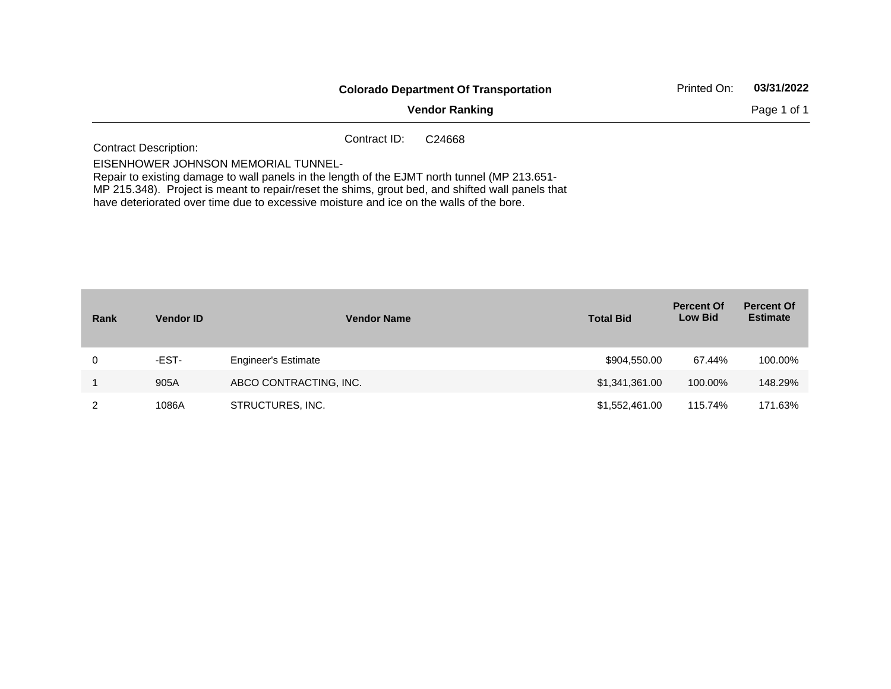**Colorado Department Of Transportation**

**Vendor Ranking**

Printed On: **03/31/2022**

Contract ID: C24668

Contract Description:

EISENHOWER JOHNSON MEMORIAL TUNNEL-
Repair to existing damage to wall panels in the length of the EJMT north tunnel (MP 213.651-MP 215.348). Project is meant to repair/reset the shims, grout bed, and shifted wall panels that have deteriorated over time due to excessive moisture and ice on the walls of the bore.

| Rank | Vendor ID | Vendor Name | Total Bid | Percent Of Low Bid | Percent Of Estimate |
|---|---|---|---|---|---|
| 0 | -EST- | Engineer's Estimate | $904,550.00 | 67.44% | 100.00% |
| 1 | 905A | ABCO CONTRACTING, INC. | $1,341,361.00 | 100.00% | 148.29% |
| 2 | 1086A | STRUCTURES, INC. | $1,552,461.00 | 115.74% | 171.63% |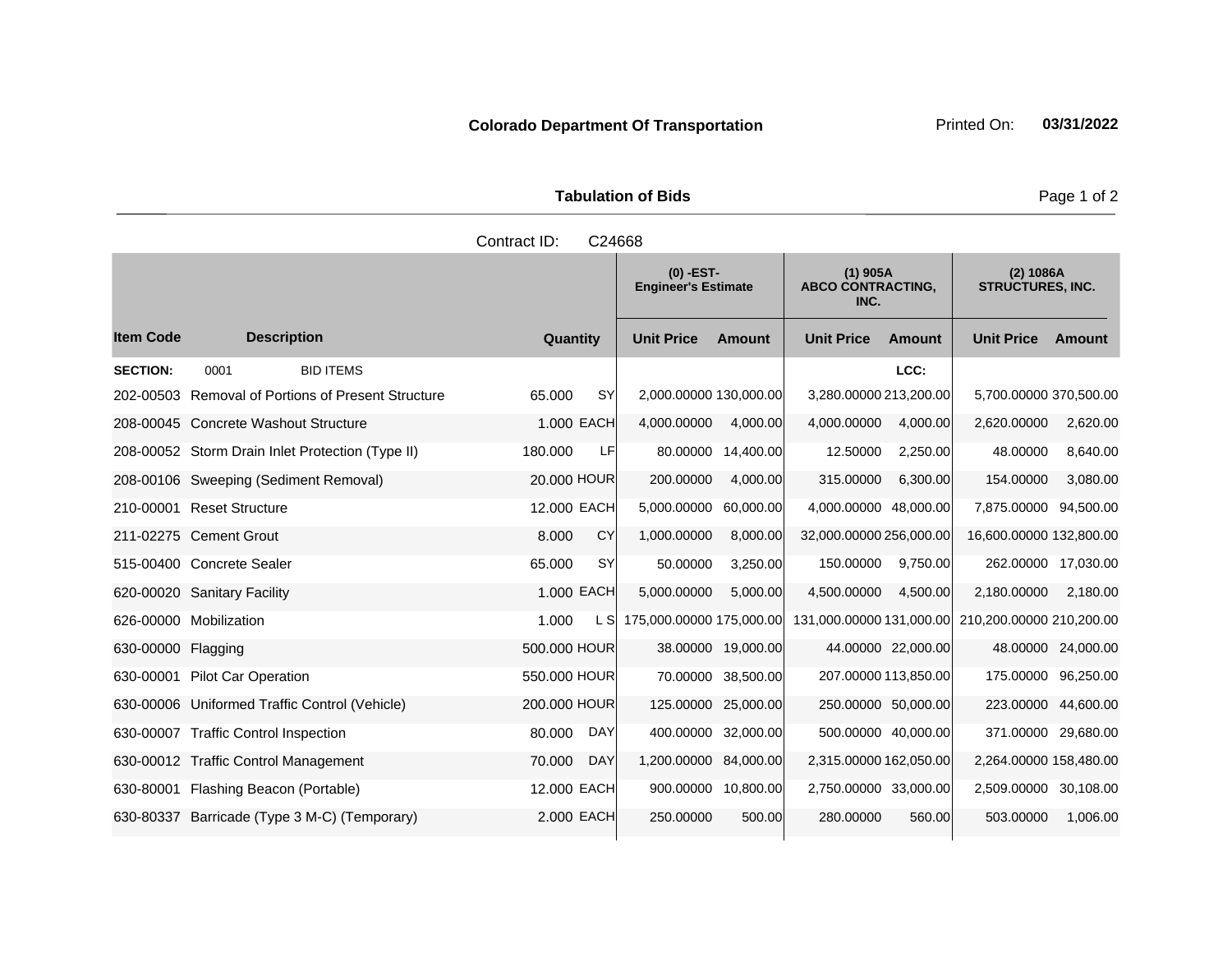**Colorado Department Of Transportation** Printed On: **03/31/2022**

## Tabulation of Bids

Contract ID: C24668

| Item Code | Description | Quantity | | (0) -EST- Engineer's Estimate | | (1) 905A ABCO CONTRACTING, INC. | | (2) 1086A STRUCTURES, INC. | |
|---|---|---|---|---|---|---|---|---|---|
| | | | | Unit Price | Amount | Unit Price | Amount | Unit Price | Amount |
| **SECTION:** | 0001 BID ITEMS | | | | | | LCC: | | |
| 202-00503 | Removal of Portions of Present Structure | 65.000 | SY | 2,000.00000 | 130,000.00 | 3,280.00000 | 213,200.00 | 5,700.00000 | 370,500.00 |
| 208-00045 | Concrete Washout Structure | 1.000 | EACH | 4,000.00000 | 4,000.00 | 4,000.00000 | 4,000.00 | 2,620.00000 | 2,620.00 |
| 208-00052 | Storm Drain Inlet Protection (Type II) | 180.000 | LF | 80.00000 | 14,400.00 | 12.50000 | 2,250.00 | 48.00000 | 8,640.00 |
| 208-00106 | Sweeping (Sediment Removal) | 20.000 | HOUR | 200.00000 | 4,000.00 | 315.00000 | 6,300.00 | 154.00000 | 3,080.00 |
| 210-00001 | Reset Structure | 12.000 | EACH | 5,000.00000 | 60,000.00 | 4,000.00000 | 48,000.00 | 7,875.00000 | 94,500.00 |
| 211-02275 | Cement Grout | 8.000 | CY | 1,000.00000 | 8,000.00 | 32,000.00000 | 256,000.00 | 16,600.00000 | 132,800.00 |
| 515-00400 | Concrete Sealer | 65.000 | SY | 50.00000 | 3,250.00 | 150.00000 | 9,750.00 | 262.00000 | 17,030.00 |
| 620-00020 | Sanitary Facility | 1.000 | EACH | 5,000.00000 | 5,000.00 | 4,500.00000 | 4,500.00 | 2,180.00000 | 2,180.00 |
| 626-00000 | Mobilization | 1.000 | L S | 175,000.00000 | 175,000.00 | 131,000.00000 | 131,000.00 | 210,200.00000 | 210,200.00 |
| 630-00000 | Flagging | 500.000 | HOUR | 38.00000 | 19,000.00 | 44.00000 | 22,000.00 | 48.00000 | 24,000.00 |
| 630-00001 | Pilot Car Operation | 550.000 | HOUR | 70.00000 | 38,500.00 | 207.00000 | 113,850.00 | 175.00000 | 96,250.00 |
| 630-00006 | Uniformed Traffic Control (Vehicle) | 200.000 | HOUR | 125.00000 | 25,000.00 | 250.00000 | 50,000.00 | 223.00000 | 44,600.00 |
| 630-00007 | Traffic Control Inspection | 80.000 | DAY | 400.00000 | 32,000.00 | 500.00000 | 40,000.00 | 371.00000 | 29,680.00 |
| 630-00012 | Traffic Control Management | 70.000 | DAY | 1,200.00000 | 84,000.00 | 2,315.00000 | 162,050.00 | 2,264.00000 | 158,480.00 |
| 630-80001 | Flashing Beacon (Portable) | 12.000 | EACH | 900.00000 | 10,800.00 | 2,750.00000 | 33,000.00 | 2,509.00000 | 30,108.00 |
| 630-80337 | Barricade (Type 3 M-C) (Temporary) | 2.000 | EACH | 250.00000 | 500.00 | 280.00000 | 560.00 | 503.00000 | 1,006.00 |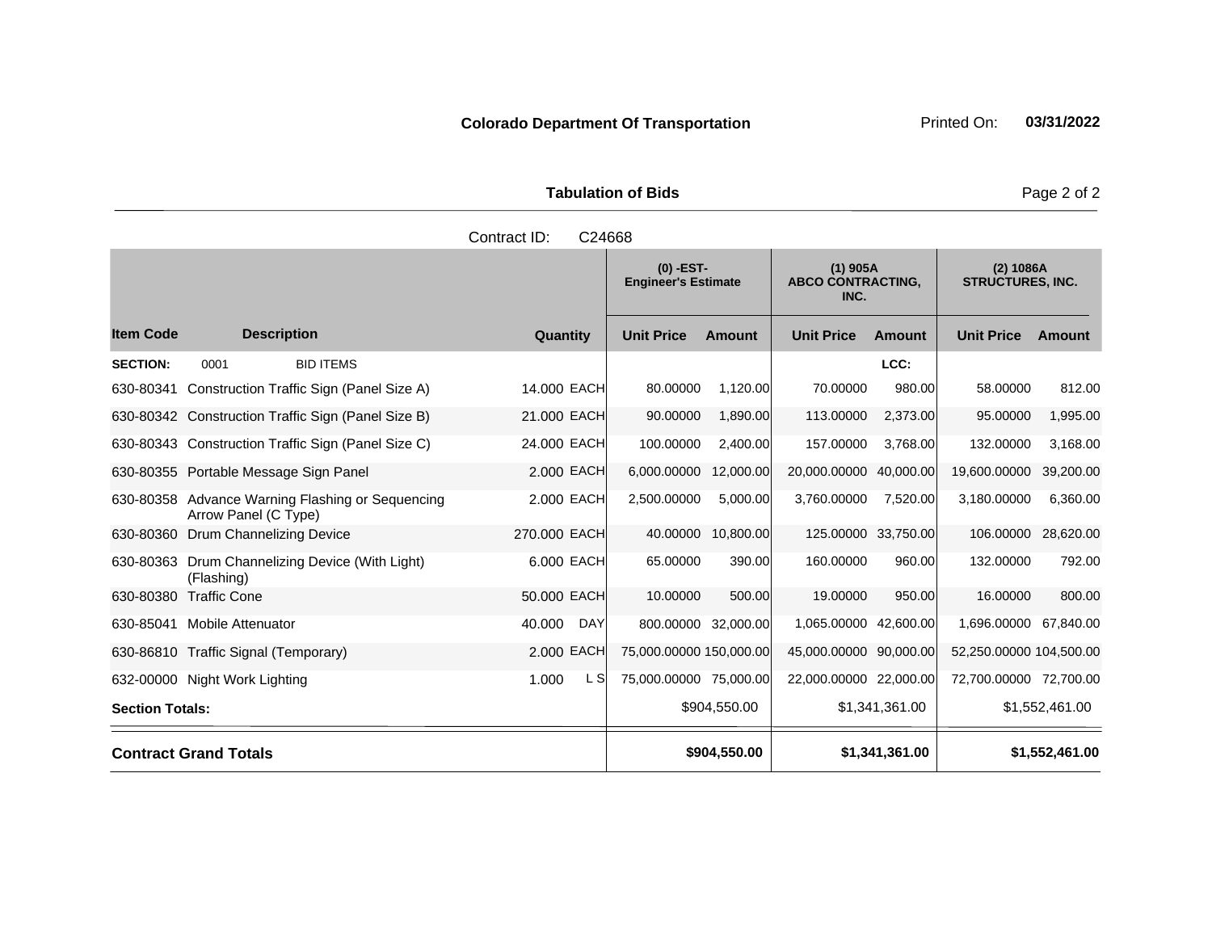**Colorado Department Of Transportation** Printed On: **03/31/2022**

**Tabulation of Bids**

Contract ID: C24668

| Item Code | Description | Quantity | | (0) -EST- Engineer's Estimate | | (1) 905A ABCO CONTRACTING, INC. | | (2) 1086A STRUCTURES, INC. | |
|---|---|---|---|---|---|---|---|---|---|
| | | | | Unit Price | Amount | Unit Price | Amount | Unit Price | Amount |
| **SECTION:** | 0001 BID ITEMS | | | | | | LCC: | | |
| 630-80341 | Construction Traffic Sign (Panel Size A) | 14.000 | EACH | 80.00000 | 1,120.00 | 70.00000 | 980.00 | 58.00000 | 812.00 |
| 630-80342 | Construction Traffic Sign (Panel Size B) | 21.000 | EACH | 90.00000 | 1,890.00 | 113.00000 | 2,373.00 | 95.00000 | 1,995.00 |
| 630-80343 | Construction Traffic Sign (Panel Size C) | 24.000 | EACH | 100.00000 | 2,400.00 | 157.00000 | 3,768.00 | 132.00000 | 3,168.00 |
| 630-80355 | Portable Message Sign Panel | 2.000 | EACH | 6,000.00000 | 12,000.00 | 20,000.00000 | 40,000.00 | 19,600.00000 | 39,200.00 |
| 630-80358 | Advance Warning Flashing or Sequencing Arrow Panel (C Type) | 2.000 | EACH | 2,500.00000 | 5,000.00 | 3,760.00000 | 7,520.00 | 3,180.00000 | 6,360.00 |
| 630-80360 | Drum Channelizing Device | 270.000 | EACH | 40.00000 | 10,800.00 | 125.00000 | 33,750.00 | 106.00000 | 28,620.00 |
| 630-80363 | Drum Channelizing Device (With Light) (Flashing) | 6.000 | EACH | 65.00000 | 390.00 | 160.00000 | 960.00 | 132.00000 | 792.00 |
| 630-80380 | Traffic Cone | 50.000 | EACH | 10.00000 | 500.00 | 19.00000 | 950.00 | 16.00000 | 800.00 |
| 630-85041 | Mobile Attenuator | 40.000 | DAY | 800.00000 | 32,000.00 | 1,065.00000 | 42,600.00 | 1,696.00000 | 67,840.00 |
| 630-86810 | Traffic Signal (Temporary) | 2.000 | EACH | 75,000.00000 | 150,000.00 | 45,000.00000 | 90,000.00 | 52,250.00000 | 104,500.00 |
| 632-00000 | Night Work Lighting | 1.000 | L S | 75,000.00000 | 75,000.00 | 22,000.00000 | 22,000.00 | 72,700.00000 | 72,700.00 |
| **Section Totals:** | | | | | $904,550.00 | | $1,341,361.00 | | $1,552,461.00 |
| **Contract Grand Totals** | | | | | **$904,550.00** | | **$1,341,361.00** | | **$1,552,461.00** |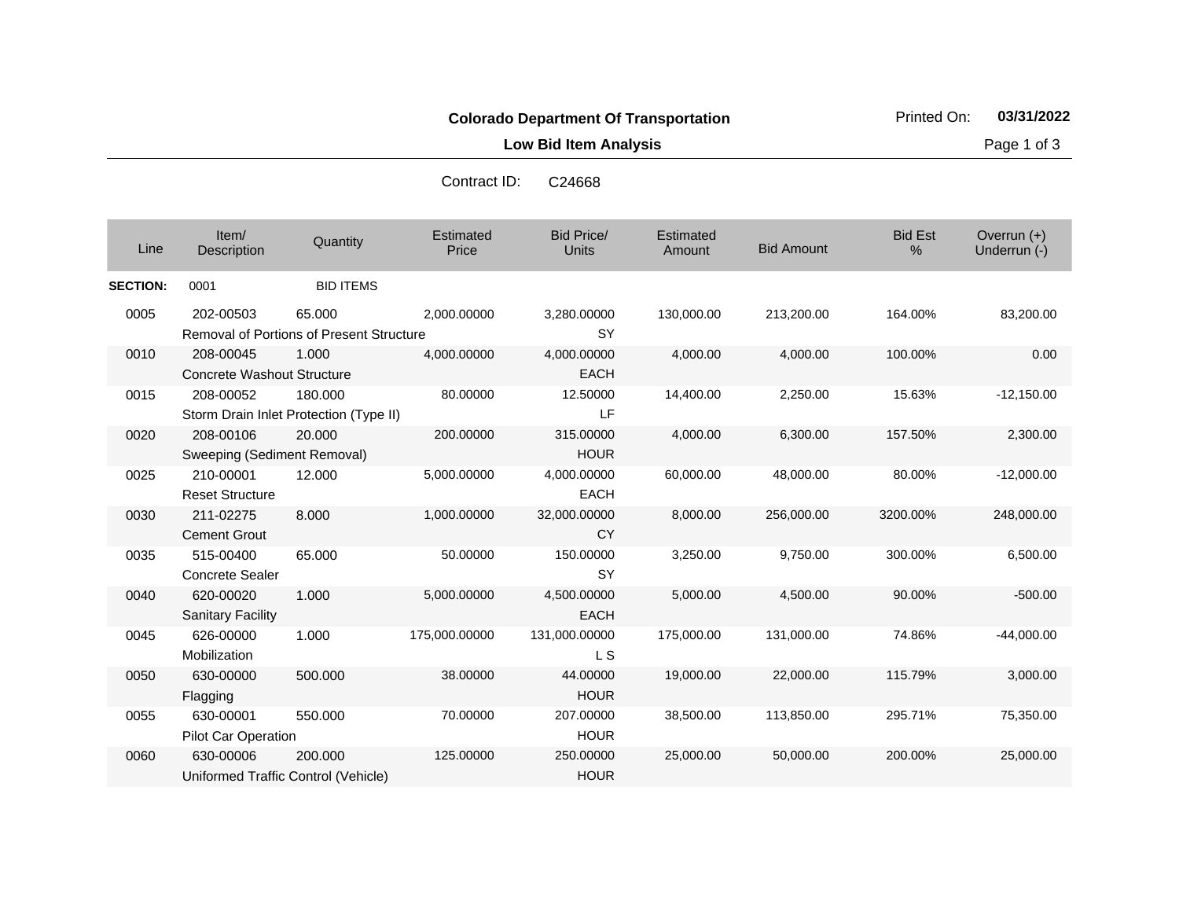**Colorado Department Of Transportation**

**Low Bid Item Analysis**

Printed On: **03/31/2022**

Contract ID: C24668

| Line | Item/ Description | Quantity | Estimated Price | Bid Price/ Units | Estimated Amount | Bid Amount | Bid Est % | Overrun (+) Underrun (-) |
|---|---|---|---|---|---|---|---|---|
| **SECTION:** | 0001 | BID ITEMS | | | | | | |
| 0005 | 202-00503<br>Removal of Portions of Present Structure | 65.000 | 2,000.00000 | 3,280.00000<br>SY | 130,000.00 | 213,200.00 | 164.00% | 83,200.00 |
| 0010 | 208-00045<br>Concrete Washout Structure | 1.000 | 4,000.00000 | 4,000.00000<br>EACH | 4,000.00 | 4,000.00 | 100.00% | 0.00 |
| 0015 | 208-00052<br>Storm Drain Inlet Protection (Type II) | 180.000 | 80.00000 | 12.50000<br>LF | 14,400.00 | 2,250.00 | 15.63% | -12,150.00 |
| 0020 | 208-00106<br>Sweeping (Sediment Removal) | 20.000 | 200.00000 | 315.00000<br>HOUR | 4,000.00 | 6,300.00 | 157.50% | 2,300.00 |
| 0025 | 210-00001<br>Reset Structure | 12.000 | 5,000.00000 | 4,000.00000<br>EACH | 60,000.00 | 48,000.00 | 80.00% | -12,000.00 |
| 0030 | 211-02275<br>Cement Grout | 8.000 | 1,000.00000 | 32,000.00000<br>CY | 8,000.00 | 256,000.00 | 3200.00% | 248,000.00 |
| 0035 | 515-00400<br>Concrete Sealer | 65.000 | 50.00000 | 150.00000<br>SY | 3,250.00 | 9,750.00 | 300.00% | 6,500.00 |
| 0040 | 620-00020<br>Sanitary Facility | 1.000 | 5,000.00000 | 4,500.00000<br>EACH | 5,000.00 | 4,500.00 | 90.00% | -500.00 |
| 0045 | 626-00000<br>Mobilization | 1.000 | 175,000.00000 | 131,000.00000<br>L S | 175,000.00 | 131,000.00 | 74.86% | -44,000.00 |
| 0050 | 630-00000<br>Flagging | 500.000 | 38.00000 | 44.00000<br>HOUR | 19,000.00 | 22,000.00 | 115.79% | 3,000.00 |
| 0055 | 630-00001<br>Pilot Car Operation | 550.000 | 70.00000 | 207.00000<br>HOUR | 38,500.00 | 113,850.00 | 295.71% | 75,350.00 |
| 0060 | 630-00006<br>Uniformed Traffic Control (Vehicle) | 200.000 | 125.00000 | 250.00000<br>HOUR | 25,000.00 | 50,000.00 | 200.00% | 25,000.00 |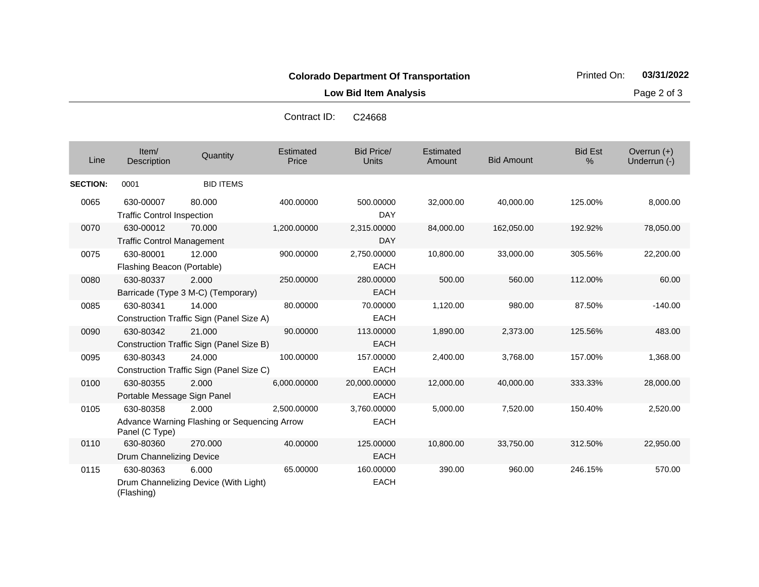**Colorado Department Of Transportation**

**Low Bid Item Analysis**

Contract ID: C24668

| Line | Item/ Description | Quantity | Estimated Price | Bid Price/ Units | Estimated Amount | Bid Amount | Bid Est % | Overrun (+) Underrun (-) |
|---|---|---|---|---|---|---|---|---|
| **SECTION:** | 0001 | BID ITEMS | | | | | | |
| 0065 | 630-00007 Traffic Control Inspection | 80.000 | 400.00000 | 500.00000 DAY | 32,000.00 | 40,000.00 | 125.00% | 8,000.00 |
| 0070 | 630-00012 Traffic Control Management | 70.000 | 1,200.00000 | 2,315.00000 DAY | 84,000.00 | 162,050.00 | 192.92% | 78,050.00 |
| 0075 | 630-80001 Flashing Beacon (Portable) | 12.000 | 900.00000 | 2,750.00000 EACH | 10,800.00 | 33,000.00 | 305.56% | 22,200.00 |
| 0080 | 630-80337 Barricade (Type 3 M-C) (Temporary) | 2.000 | 250.00000 | 280.00000 EACH | 500.00 | 560.00 | 112.00% | 60.00 |
| 0085 | 630-80341 Construction Traffic Sign (Panel Size A) | 14.000 | 80.00000 | 70.00000 EACH | 1,120.00 | 980.00 | 87.50% | -140.00 |
| 0090 | 630-80342 Construction Traffic Sign (Panel Size B) | 21.000 | 90.00000 | 113.00000 EACH | 1,890.00 | 2,373.00 | 125.56% | 483.00 |
| 0095 | 630-80343 Construction Traffic Sign (Panel Size C) | 24.000 | 100.00000 | 157.00000 EACH | 2,400.00 | 3,768.00 | 157.00% | 1,368.00 |
| 0100 | 630-80355 Portable Message Sign Panel | 2.000 | 6,000.00000 | 20,000.00000 EACH | 12,000.00 | 40,000.00 | 333.33% | 28,000.00 |
| 0105 | 630-80358 Advance Warning Flashing or Sequencing Arrow Panel (C Type) | 2.000 | 2,500.00000 | 3,760.00000 EACH | 5,000.00 | 7,520.00 | 150.40% | 2,520.00 |
| 0110 | 630-80360 Drum Channelizing Device | 270.000 | 40.00000 | 125.00000 EACH | 10,800.00 | 33,750.00 | 312.50% | 22,950.00 |
| 0115 | 630-80363 Drum Channelizing Device (With Light) (Flashing) | 6.000 | 65.00000 | 160.00000 EACH | 390.00 | 960.00 | 246.15% | 570.00 |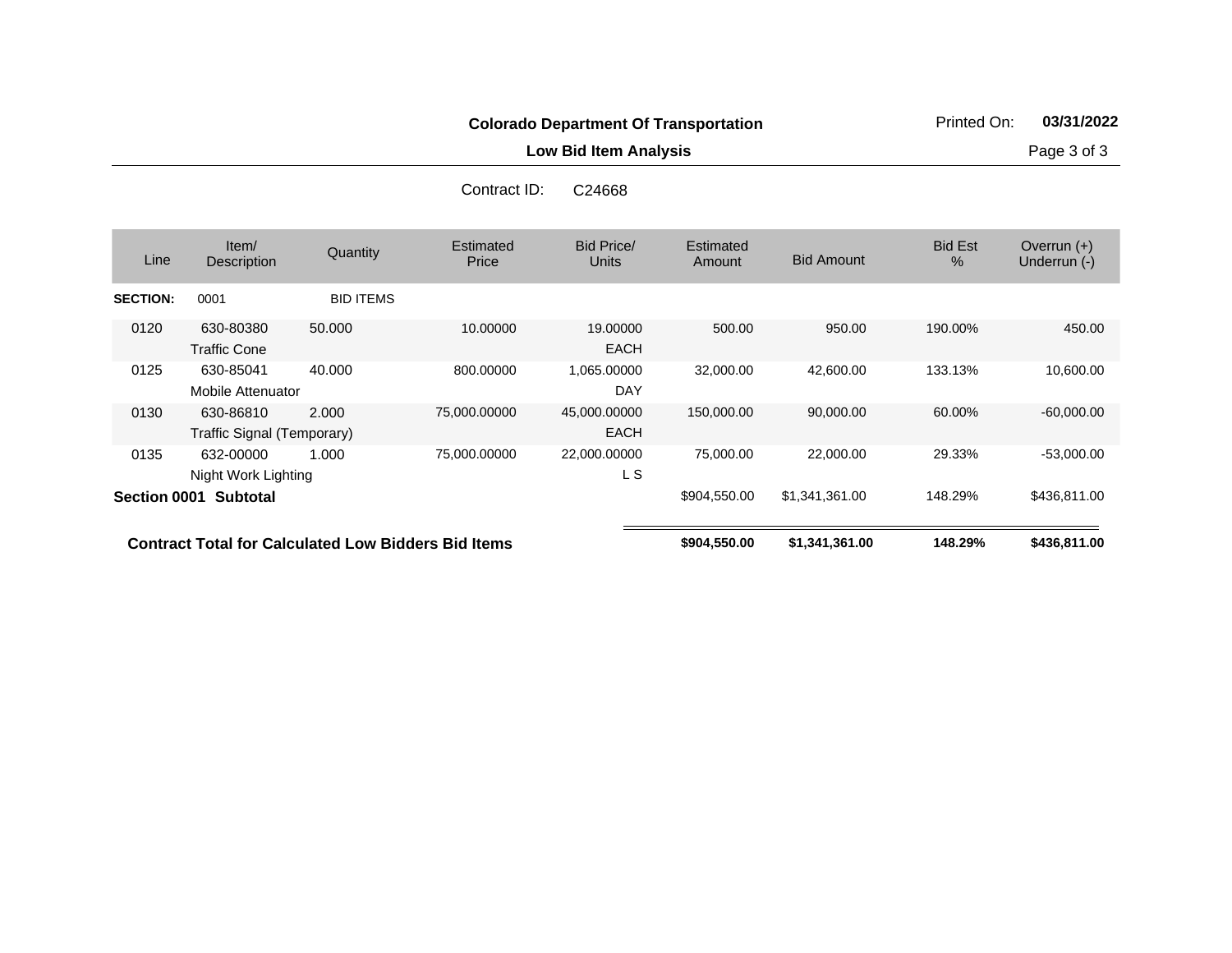**Colorado Department Of Transportation**

**Low Bid Item Analysis**

Contract ID: C24668

| Line | Item/ Description | Quantity | Estimated Price | Bid Price/ Units | Estimated Amount | Bid Amount | Bid Est % | Overrun (+) Underrun (-) |
|---|---|---|---|---|---|---|---|---|
| **SECTION:** | 0001 | BID ITEMS | | | | | | |
| 0120 | 630-80380 Traffic Cone | 50.000 | 10.00000 | 19.00000 EACH | 500.00 | 950.00 | 190.00% | 450.00 |
| 0125 | 630-85041 Mobile Attenuator | 40.000 | 800.00000 | 1,065.00000 DAY | 32,000.00 | 42,600.00 | 133.13% | 10,600.00 |
| 0130 | 630-86810 Traffic Signal (Temporary) | 2.000 | 75,000.00000 | 45,000.00000 EACH | 150,000.00 | 90,000.00 | 60.00% | -60,000.00 |
| 0135 | 632-00000 Night Work Lighting | 1.000 | 75,000.00000 | 22,000.00000 L S | 75,000.00 | 22,000.00 | 29.33% | -53,000.00 |
| **Section 0001 Subtotal** | | | | | $904,550.00 | $1,341,361.00 | 148.29% | $436,811.00 |
| **Contract Total for Calculated Low Bidders Bid Items** | | | | | **$904,550.00** | **$1,341,361.00** | **148.29%** | **$436,811.00** |